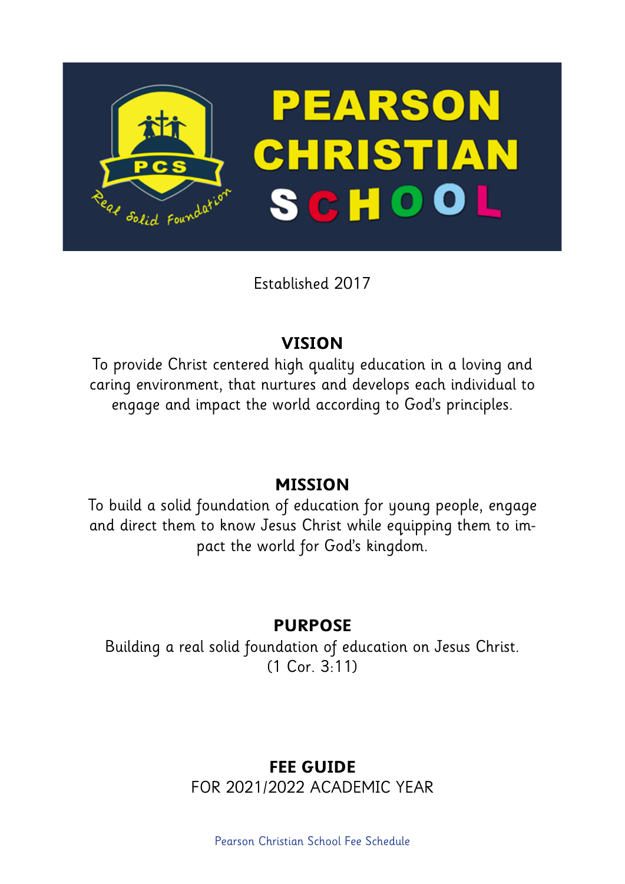# PEARSON CHRISTIAN SCHOOL

Established 2017

## VISION

To provide Christ centered high quality education in a loving and caring environment, that nurtures and develops each individual to engage and impact the world according to God's principles.

## MISSION

To build a solid foundation of education for young people, engage and direct them to know Jesus Christ while equipping them to impact the world for God's kingdom.

## PURPOSE

Building a real solid foundation of education on Jesus Christ.
(1 Cor. 3:11)

## FEE GUIDE

FOR 2021/2022 ACADEMIC YEAR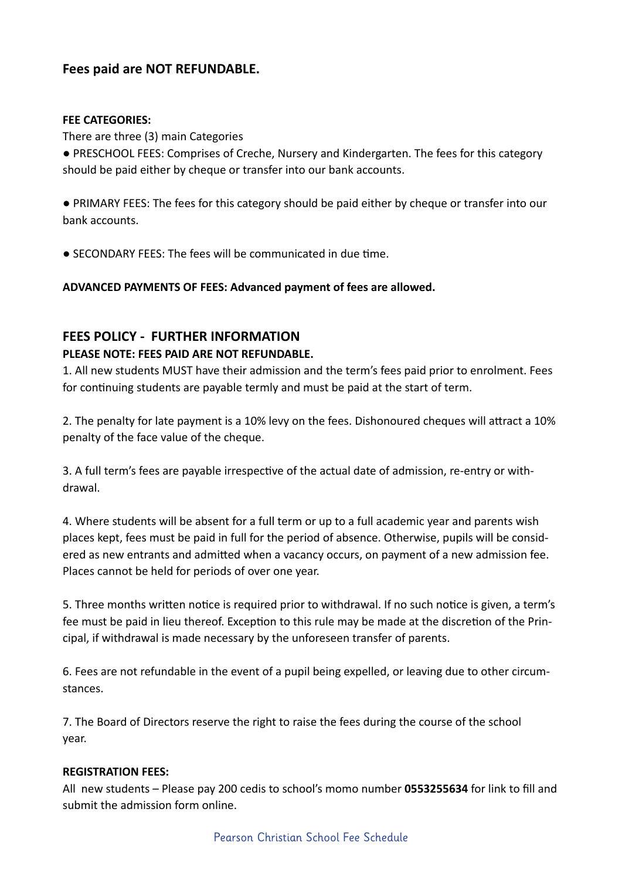**Fees paid are NOT REFUNDABLE.**

**FEE CATEGORIES:**

There are three (3) main Categories

- PRESCHOOL FEES: Comprises of Creche, Nursery and Kindergarten. The fees for this category should be paid either by cheque or transfer into our bank accounts.

- PRIMARY FEES: The fees for this category should be paid either by cheque or transfer into our bank accounts.

- SECONDARY FEES: The fees will be communicated in due time.

**ADVANCED PAYMENTS OF FEES: Advanced payment of fees are allowed.**

## FEES POLICY - FURTHER INFORMATION

**PLEASE NOTE: FEES PAID ARE NOT REFUNDABLE.**

1. All new students MUST have their admission and the term's fees paid prior to enrolment. Fees for continuing students are payable termly and must be paid at the start of term.

2. The penalty for late payment is a 10% levy on the fees. Dishonoured cheques will attract a 10% penalty of the face value of the cheque.

3. A full term's fees are payable irrespective of the actual date of admission, re-entry or withdrawal.

4. Where students will be absent for a full term or up to a full academic year and parents wish places kept, fees must be paid in full for the period of absence. Otherwise, pupils will be considered as new entrants and admitted when a vacancy occurs, on payment of a new admission fee. Places cannot be held for periods of over one year.

5. Three months written notice is required prior to withdrawal. If no such notice is given, a term's fee must be paid in lieu thereof. Exception to this rule may be made at the discretion of the Principal, if withdrawal is made necessary by the unforeseen transfer of parents.

6. Fees are not refundable in the event of a pupil being expelled, or leaving due to other circumstances.

7. The Board of Directors reserve the right to raise the fees during the course of the school year.

**REGISTRATION FEES:**

All new students – Please pay 200 cedis to school's momo number **0553255634** for link to fill and submit the admission form online.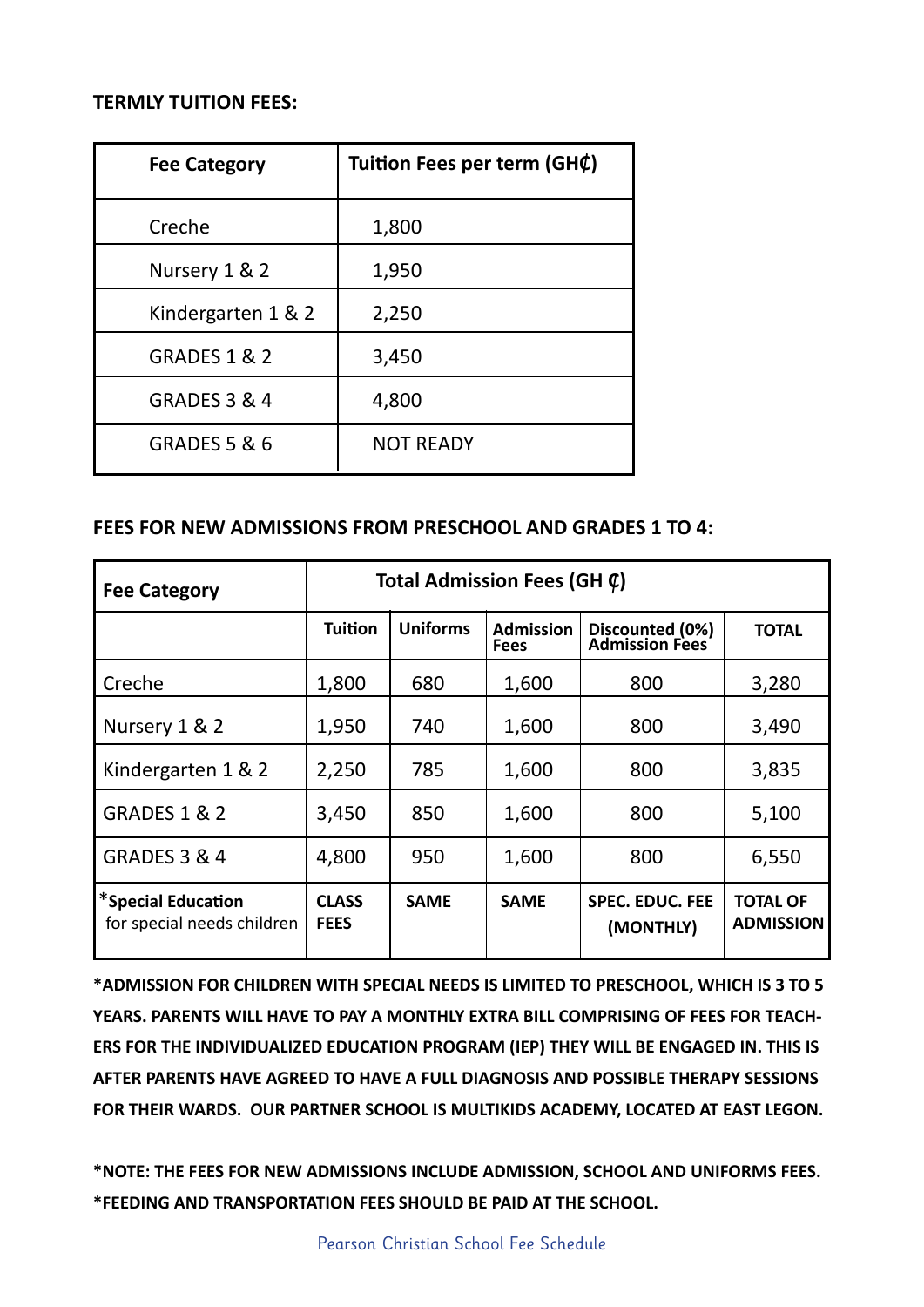**TERMLY TUITION FEES:**

| Fee Category | Tuition Fees per term (GH₵) |
|---|---|
| Creche | 1,800 |
| Nursery 1 & 2 | 1,950 |
| Kindergarten 1 & 2 | 2,250 |
| GRADES 1 & 2 | 3,450 |
| GRADES 3 & 4 | 4,800 |
| GRADES 5 & 6 | NOT READY |

**FEES FOR NEW ADMISSIONS FROM PRESCHOOL AND GRADES 1 TO 4:**

| Fee Category | Total Admission Fees (GH ₵) | | | | |
|---|---|---|---|---|---|
| | **Tuition** | **Uniforms** | **Admission Fees** | **Discounted (0%) Admission Fees** | **TOTAL** |
| Creche | 1,800 | 680 | 1,600 | 800 | 3,280 |
| Nursery 1 & 2 | 1,950 | 740 | 1,600 | 800 | 3,490 |
| Kindergarten 1 & 2 | 2,250 | 785 | 1,600 | 800 | 3,835 |
| GRADES 1 & 2 | 3,450 | 850 | 1,600 | 800 | 5,100 |
| GRADES 3 & 4 | 4,800 | 950 | 1,600 | 800 | 6,550 |
| ***Special Education** for special needs children | **CLASS FEES** | **SAME** | **SAME** | **SPEC. EDUC. FEE (MONTHLY)** | **TOTAL OF ADMISSION** |

***ADMISSION FOR CHILDREN WITH SPECIAL NEEDS IS LIMITED TO PRESCHOOL, WHICH IS 3 TO 5 YEARS. PARENTS WILL HAVE TO PAY A MONTHLY EXTRA BILL COMPRISING OF FEES FOR TEACHERS FOR THE INDIVIDUALIZED EDUCATION PROGRAM (IEP) THEY WILL BE ENGAGED IN. THIS IS AFTER PARENTS HAVE AGREED TO HAVE A FULL DIAGNOSIS AND POSSIBLE THERAPY SESSIONS FOR THEIR WARDS. OUR PARTNER SCHOOL IS MULTIKIDS ACADEMY, LOCATED AT EAST LEGON.**

***NOTE: THE FEES FOR NEW ADMISSIONS INCLUDE ADMISSION, SCHOOL AND UNIFORMS FEES.**
***FEEDING AND TRANSPORTATION FEES SHOULD BE PAID AT THE SCHOOL.**

Pearson Christian School Fee Schedule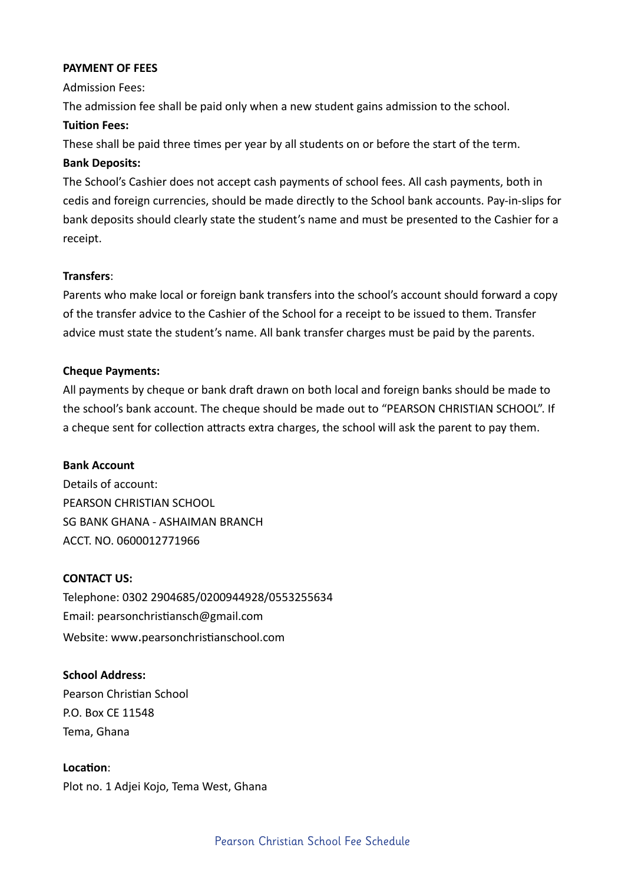**PAYMENT OF FEES**

Admission Fees:

The admission fee shall be paid only when a new student gains admission to the school.

**Tuition Fees:**

These shall be paid three times per year by all students on or before the start of the term.

**Bank Deposits:**

The School's Cashier does not accept cash payments of school fees. All cash payments, both in cedis and foreign currencies, should be made directly to the School bank accounts. Pay-in-slips for bank deposits should clearly state the student's name and must be presented to the Cashier for a receipt.

**Transfers**:

Parents who make local or foreign bank transfers into the school's account should forward a copy of the transfer advice to the Cashier of the School for a receipt to be issued to them. Transfer advice must state the student's name. All bank transfer charges must be paid by the parents.

**Cheque Payments:**

All payments by cheque or bank draft drawn on both local and foreign banks should be made to the school's bank account. The cheque should be made out to "PEARSON CHRISTIAN SCHOOL". If a cheque sent for collection attracts extra charges, the school will ask the parent to pay them.

**Bank Account**

Details of account:
PEARSON CHRISTIAN SCHOOL
SG BANK GHANA - ASHAIMAN BRANCH
ACCT. NO. 0600012771966

**CONTACT US:**

Telephone: 0302 2904685/0200944928/0553255634
Email: pearsonchristiansch@gmail.com
Website: www.pearsonchristianschool.com

**School Address:**

Pearson Christian School
P.O. Box CE 11548
Tema, Ghana

**Location**:

Plot no. 1 Adjei Kojo, Tema West, Ghana